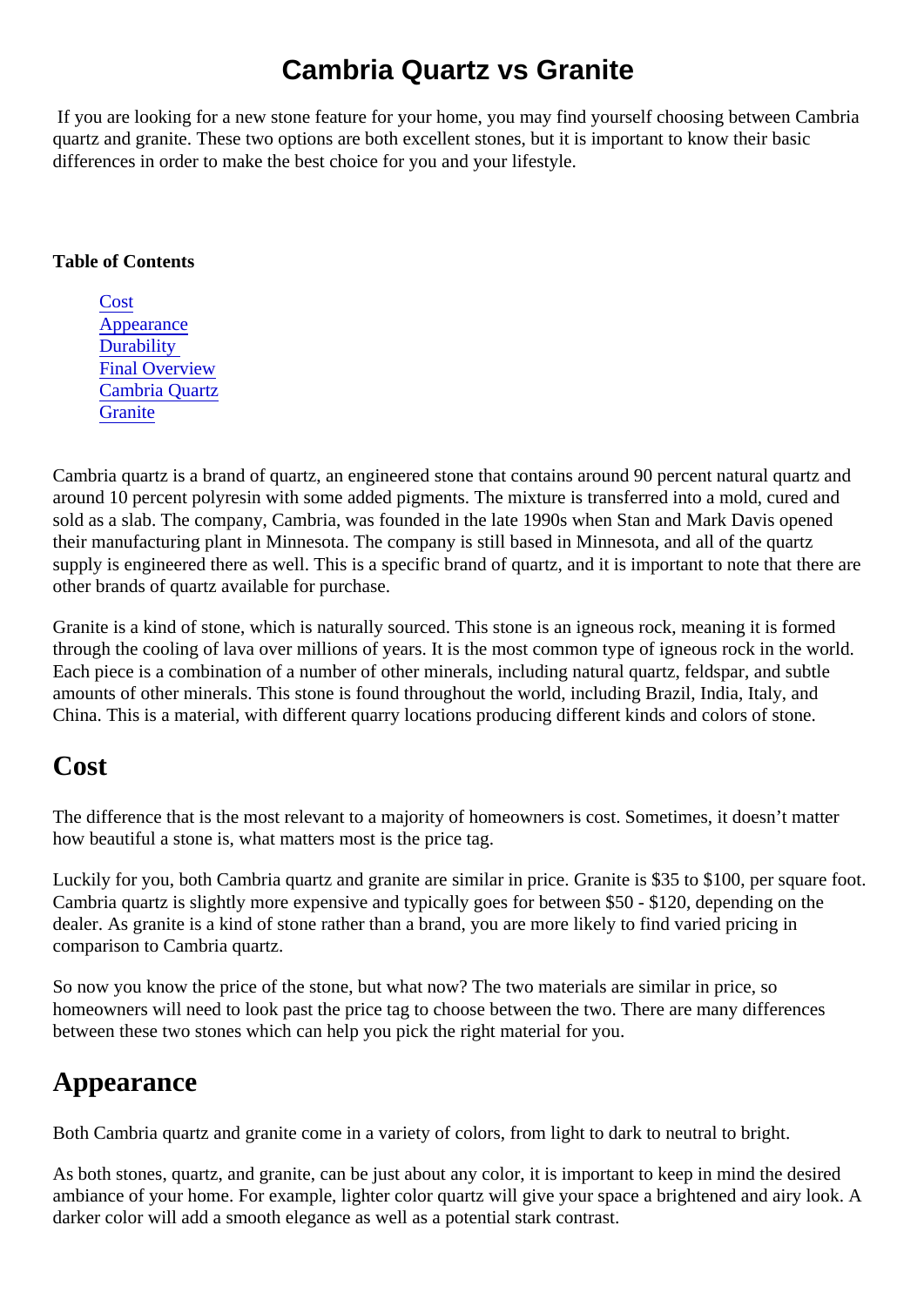# Cambria Quartz vs Granite

If you are looking for a new stone feature for your home, you may find yourself choosing between Cambria quartz and granite. These two options are both excellent stones, but it is important to know their basic differences in order to make the best choice for you and your lifestyle.

**Table of Contents**

- Cost
- Appearance
- Durability
- Final Overview
- Cambria Quartz
- Granite

Cambria quartz is a brand of quartz, an engineered stone that contains around 90 percent natural quartz and around 10 percent polyresin with some added pigments. The mixture is transferred into a mold, cured and sold as a slab. The company, Cambria, was founded in the late 1990s when Stan and Mark Davis opened their manufacturing plant in Minnesota. The company is still based in Minnesota, and all of the quartz supply is engineered there as well. This is a specific brand of quartz, and it is important to note that there are other brands of quartz available for purchase.

Granite is a kind of stone, which is naturally sourced. This stone is an igneous rock, meaning it is formed through the cooling of lava over millions of years. It is the most common type of igneous rock in the world. Each piece is a combination of a number of other minerals, including natural quartz, feldspar, and subtle amounts of other minerals. This stone is found throughout the world, including Brazil, India, Italy, and China. This is a material, with different quarry locations producing different kinds and colors of stone.

## Cost

The difference that is the most relevant to a majority of homeowners is cost. Sometimes, it doesn't matter how beautiful a stone is, what matters most is the price tag.

Luckily for you, both Cambria quartz and granite are similar in price. Granite is $35 to $100, per square foot. Cambria quartz is slightly more expensive and typically goes for between $50 - $120, depending on the dealer. As granite is a kind of stone rather than a brand, you are more likely to find varied pricing in comparison to Cambria quartz.

So now you know the price of the stone, but what now? The two materials are similar in price, so homeowners will need to look past the price tag to choose between the two. There are many differences between these two stones which can help you pick the right material for you.

## Appearance

Both Cambria quartz and granite come in a variety of colors, from light to dark to neutral to bright.

As both stones, quartz, and granite, can be just about any color, it is important to keep in mind the desired ambiance of your home. For example, lighter color quartz will give your space a brightened and airy look. A darker color will add a smooth elegance as well as a potential stark contrast.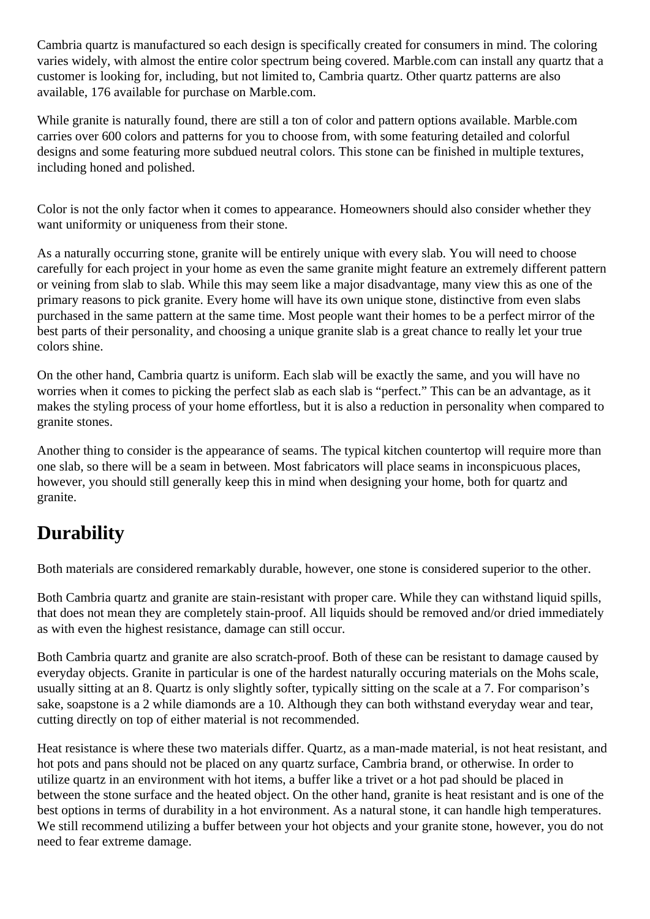Cambria quartz is manufactured so each design is specifically created for consumers in mind. The coloring varies widely, with almost the entire color spectrum being covered. Marble.com can install any quartz that a customer is looking for, including, but not limited to, Cambria quartz. Other quartz patterns are also available, 176 available for purchase on Marble.com.

While granite is naturally found, there are still a ton of color and pattern options available. Marble.com carries over 600 colors and patterns for you to choose from, with some featuring detailed and colorful designs and some featuring more subdued neutral colors. This stone can be finished in multiple textures, including honed and polished.

Color is not the only factor when it comes to appearance. Homeowners should also consider whether they want uniformity or uniqueness from their stone.

As a naturally occurring stone, granite will be entirely unique with every slab. You will need to choose carefully for each project in your home as even the same granite might feature an extremely different pattern or veining from slab to slab. While this may seem like a major disadvantage, many view this as one of the primary reasons to pick granite. Every home will have its own unique stone, distinctive from even slabs purchased in the same pattern at the same time. Most people want their homes to be a perfect mirror of the best parts of their personality, and choosing a unique granite slab is a great chance to really let your true colors shine.

On the other hand, Cambria quartz is uniform. Each slab will be exactly the same, and you will have no worries when it comes to picking the perfect slab as each slab is "perfect." This can be an advantage, as it makes the styling process of your home effortless, but it is also a reduction in personality when compared to granite stones.

Another thing to consider is the appearance of seams. The typical kitchen countertop will require more than one slab, so there will be a seam in between. Most fabricators will place seams in inconspicuous places, however, you should still generally keep this in mind when designing your home, both for quartz and granite.

## Durability

Both materials are considered remarkably durable, however, one stone is considered superior to the other.

Both Cambria quartz and granite are stain-resistant with proper care. While they can withstand liquid spills, that does not mean they are completely stain-proof. All liquids should be removed and/or dried immediately as with even the highest resistance, damage can still occur.

Both Cambria quartz and granite are also scratch-proof. Both of these can be resistant to damage caused by everyday objects. Granite in particular is one of the hardest naturally occuring materials on the Mohs scale, usually sitting at an 8. Quartz is only slightly softer, typically sitting on the scale at a 7. For comparison's sake, soapstone is a 2 while diamonds are a 10. Although they can both withstand everyday wear and tear, cutting directly on top of either material is not recommended.

Heat resistance is where these two materials differ. Quartz, as a man-made material, is not heat resistant, and hot pots and pans should not be placed on any quartz surface, Cambria brand, or otherwise. In order to utilize quartz in an environment with hot items, a buffer like a trivet or a hot pad should be placed in between the stone surface and the heated object. On the other hand, granite is heat resistant and is one of the best options in terms of durability in a hot environment. As a natural stone, it can handle high temperatures. We still recommend utilizing a buffer between your hot objects and your granite stone, however, you do not need to fear extreme damage.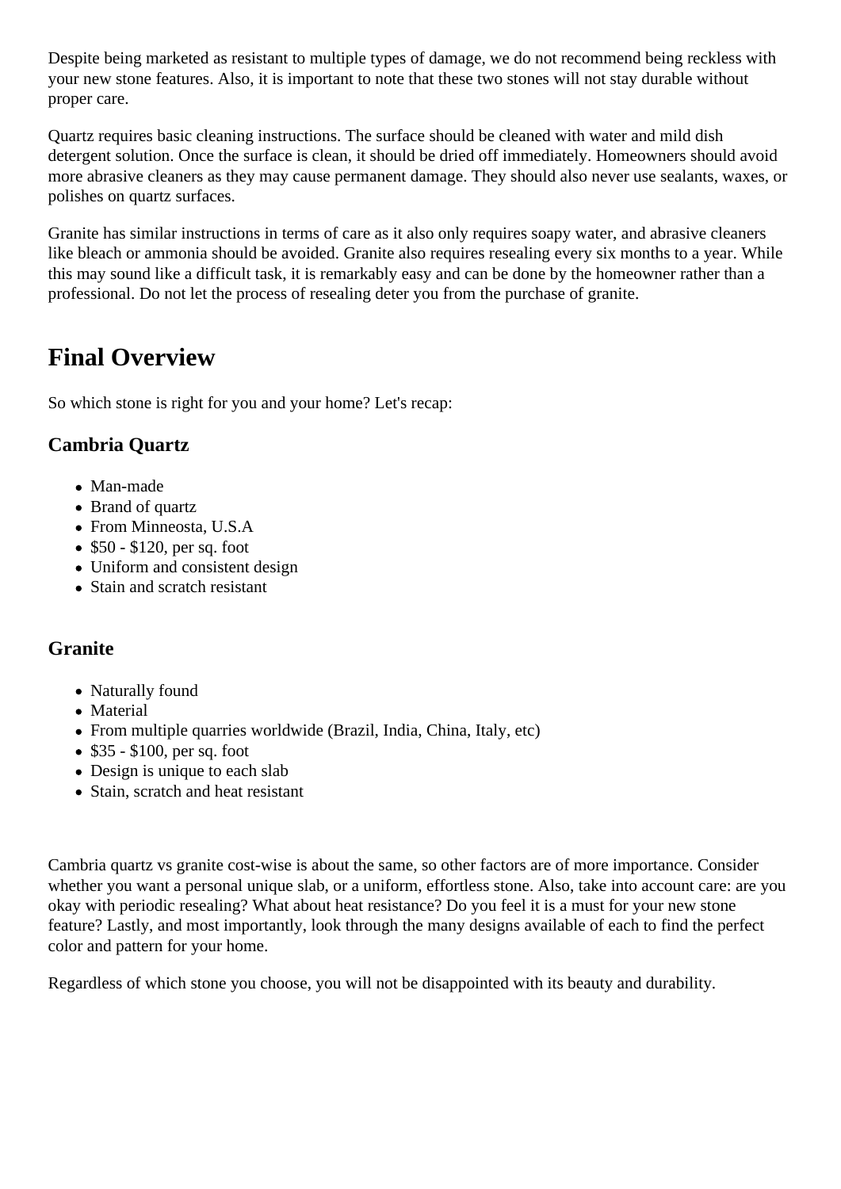Despite being marketed as resistant to multiple types of damage, we do not recommend being reckless with your new stone features. Also, it is important to note that these two stones will not stay durable without proper care.

Quartz requires basic cleaning instructions. The surface should be cleaned with water and mild dish detergent solution. Once the surface is clean, it should be dried off immediately. Homeowners should avoid more abrasive cleaners as they may cause permanent damage. They should also never use sealants, waxes, or polishes on quartz surfaces.

Granite has similar instructions in terms of care as it also only requires soapy water, and abrasive cleaners like bleach or ammonia should be avoided. Granite also requires resealing every six months to a year. While this may sound like a difficult task, it is remarkably easy and can be done by the homeowner rather than a professional. Do not let the process of resealing deter you from the purchase of granite.

## Final Overview

So which stone is right for you and your home? Let's recap:

### Cambria Quartz

- Man-made
- Brand of quartz
- From Minneosta, U.S.A
- $50 - $120, per sq. foot
- Uniform and consistent design
- Stain and scratch resistant

### Granite

- Naturally found
- Material
- From multiple quarries worldwide (Brazil, India, China, Italy, etc)
- $35 - $100, per sq. foot
- Design is unique to each slab
- Stain, scratch and heat resistant

Cambria quartz vs granite cost-wise is about the same, so other factors are of more importance. Consider whether you want a personal unique slab, or a uniform, effortless stone. Also, take into account care: are you okay with periodic resealing? What about heat resistance? Do you feel it is a must for your new stone feature? Lastly, and most importantly, look through the many designs available of each to find the perfect color and pattern for your home.

Regardless of which stone you choose, you will not be disappointed with its beauty and durability.